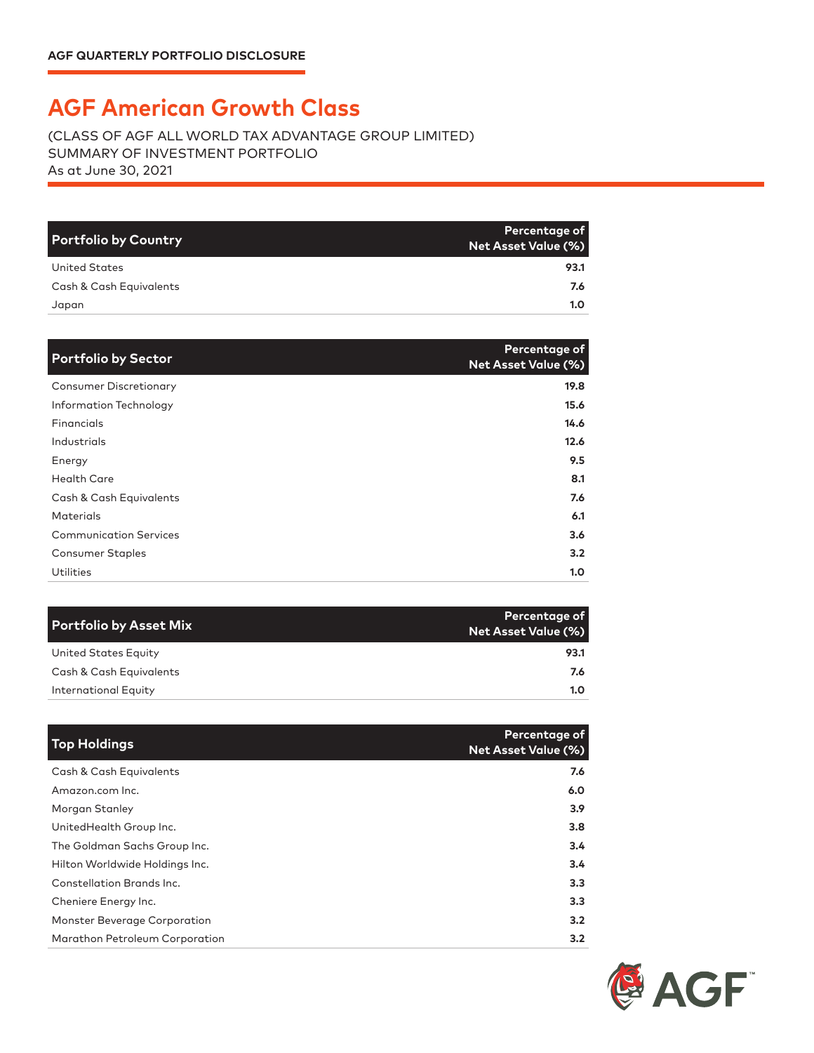**AGF QUARTERLY PORTFOLIO DISCLOSURE**

# AGF American Growth Class

(CLASS OF AGF ALL WORLD TAX ADVANTAGE GROUP LIMITED)
SUMMARY OF INVESTMENT PORTFOLIO
As at June 30, 2021

| Portfolio by Country | Percentage of Net Asset Value (%) |
|---|---|
| United States | 93.1 |
| Cash & Cash Equivalents | 7.6 |
| Japan | 1.0 |

| Portfolio by Sector | Percentage of Net Asset Value (%) |
|---|---|
| Consumer Discretionary | 19.8 |
| Information Technology | 15.6 |
| Financials | 14.6 |
| Industrials | 12.6 |
| Energy | 9.5 |
| Health Care | 8.1 |
| Cash & Cash Equivalents | 7.6 |
| Materials | 6.1 |
| Communication Services | 3.6 |
| Consumer Staples | 3.2 |
| Utilities | 1.0 |

| Portfolio by Asset Mix | Percentage of Net Asset Value (%) |
|---|---|
| United States Equity | 93.1 |
| Cash & Cash Equivalents | 7.6 |
| International Equity | 1.0 |

| Top Holdings | Percentage of Net Asset Value (%) |
|---|---|
| Cash & Cash Equivalents | 7.6 |
| Amazon.com Inc. | 6.0 |
| Morgan Stanley | 3.9 |
| UnitedHealth Group Inc. | 3.8 |
| The Goldman Sachs Group Inc. | 3.4 |
| Hilton Worldwide Holdings Inc. | 3.4 |
| Constellation Brands Inc. | 3.3 |
| Cheniere Energy Inc. | 3.3 |
| Monster Beverage Corporation | 3.2 |
| Marathon Petroleum Corporation | 3.2 |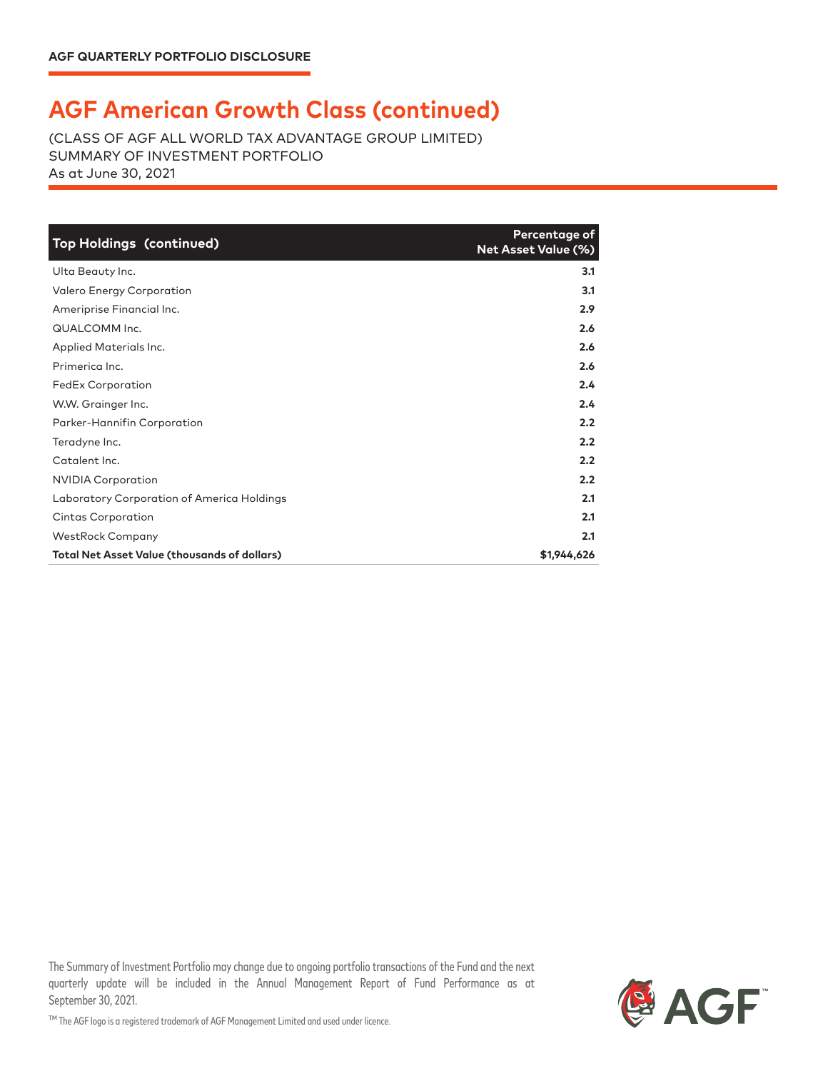AGF QUARTERLY PORTFOLIO DISCLOSURE

# AGF American Growth Class (continued)

(CLASS OF AGF ALL WORLD TAX ADVANTAGE GROUP LIMITED)
SUMMARY OF INVESTMENT PORTFOLIO
As at June 30, 2021

| Top Holdings (continued) | Percentage of Net Asset Value (%) |
|---|---|
| Ulta Beauty Inc. | **3.1** |
| Valero Energy Corporation | **3.1** |
| Ameriprise Financial Inc. | **2.9** |
| QUALCOMM Inc. | **2.6** |
| Applied Materials Inc. | **2.6** |
| Primerica Inc. | **2.6** |
| FedEx Corporation | **2.4** |
| W.W. Grainger Inc. | **2.4** |
| Parker-Hannifin Corporation | **2.2** |
| Teradyne Inc. | **2.2** |
| Catalent Inc. | **2.2** |
| NVIDIA Corporation | **2.2** |
| Laboratory Corporation of America Holdings | **2.1** |
| Cintas Corporation | **2.1** |
| WestRock Company | **2.1** |
| **Total Net Asset Value (thousands of dollars)** | **$1,944,626** |

The Summary of Investment Portfolio may change due to ongoing portfolio transactions of the Fund and the next quarterly update will be included in the Annual Management Report of Fund Performance as at September 30, 2021.

TM The AGF logo is a registered trademark of AGF Management Limited and used under licence.